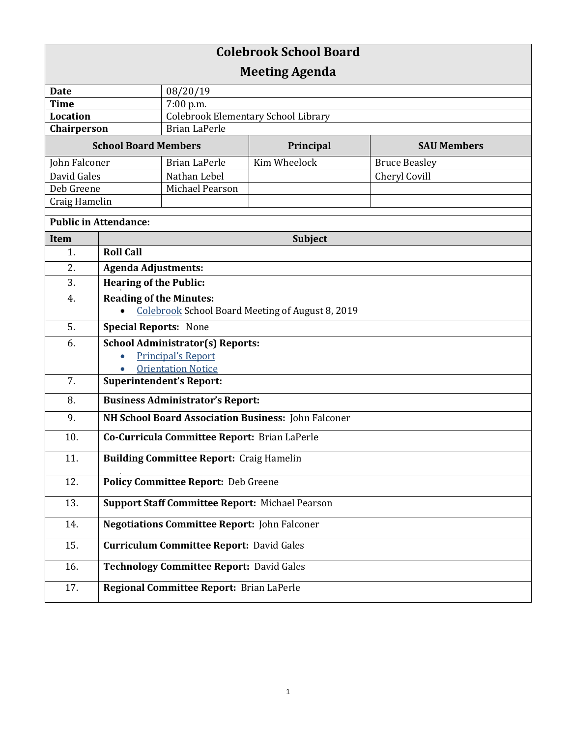# Colebrook School Board
## Meeting Agenda

| | |
|---|---|
| **Date** | 08/20/19 |
| **Time** | 7:00 p.m. |
| **Location** | Colebrook Elementary School Library |
| **Chairperson** | Brian LaPerle |

| School Board Members | | Principal | SAU Members |
|---|---|---|---|
| John Falconer | Brian LaPerle | Kim Wheelock | Bruce Beasley |
| David Gales | Nathan Lebel | | Cheryl Covill |
| Deb Greene | Michael Pearson | | |
| Craig Hamelin | | | |

**Public in Attendance:**

| Item | Subject |
|---|---|
| 1. | **Roll Call** |
| 2. | **Agenda Adjustments:** |
| 3. | **Hearing of the Public:** |
| 4. | **Reading of the Minutes:**<br>• Colebrook School Board Meeting of August 8, 2019 |
| 5. | **Special Reports:** None |
| 6. | **School Administrator(s) Reports:**<br>• Principal's Report<br>• Orientation Notice |
| 7. | **Superintendent's Report:** |
| 8. | **Business Administrator's Report:** |
| 9. | **NH School Board Association Business:** John Falconer |
| 10. | **Co-Curricula Committee Report:** Brian LaPerle |
| 11. | **Building Committee Report:** Craig Hamelin |
| 12. | **Policy Committee Report:** Deb Greene |
| 13. | **Support Staff Committee Report:** Michael Pearson |
| 14. | **Negotiations Committee Report:** John Falconer |
| 15. | **Curriculum Committee Report:** David Gales |
| 16. | **Technology Committee Report:** David Gales |
| 17. | **Regional Committee Report:** Brian LaPerle |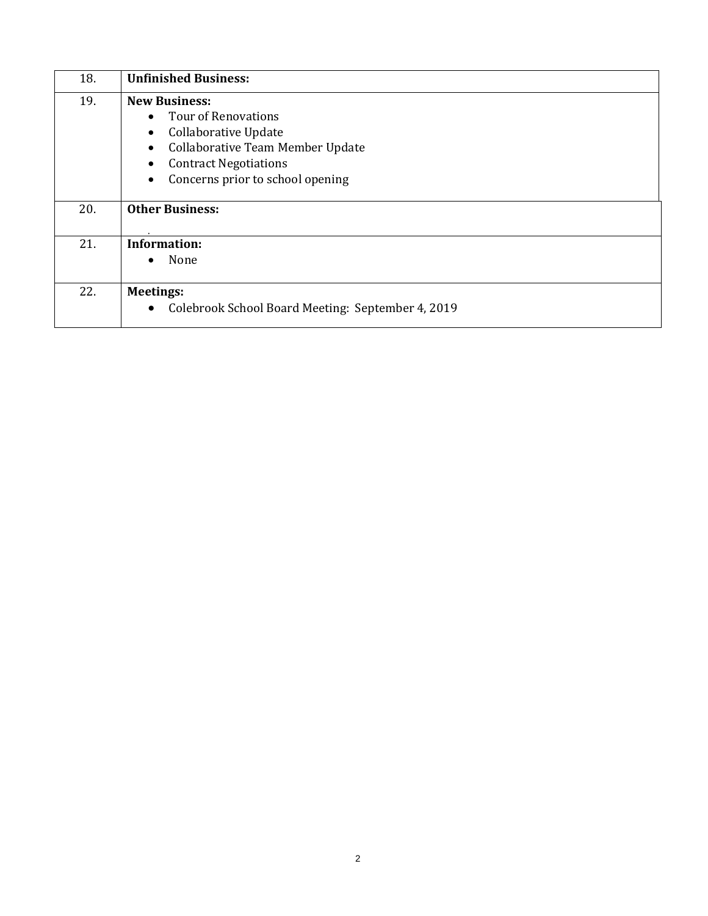| | |
|---|---|
| 18. | **Unfinished Business:** |
| 19. | **New Business:**<br>• Tour of Renovations<br>• Collaborative Update<br>• Collaborative Team Member Update<br>• Contract Negotiations<br>• Concerns prior to school opening |
| 20. | **Other Business:**<br>. |
| 21. | **Information:**<br>• None |
| 22. | **Meetings:**<br>• Colebrook School Board Meeting: September 4, 2019 |